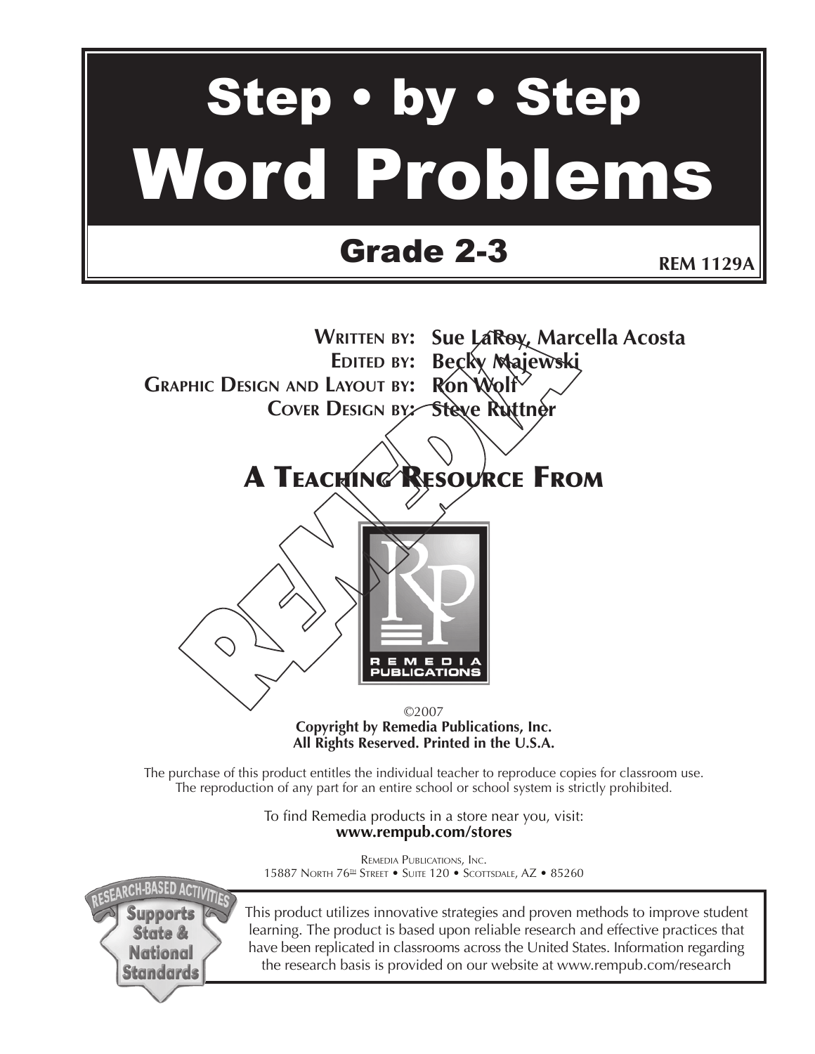# Step • by • Step

# Word Problems

## Grade 2-3

**REM 1129A**

**Written by:** Sue LaRoy, Marcella Acosta
**Edited by:** Becky Majewski
**Graphic Design and Layout by:** Ron Wolf
**Cover Design by:** Steve Ruttner

### A Teaching Resource From

REMEDIA PUBLICATIONS

©2007
**Copyright by Remedia Publications, Inc.**
**All Rights Reserved. Printed in the U.S.A.**

The purchase of this product entitles the individual teacher to reproduce copies for classroom use.
The reproduction of any part for an entire school or school system is strictly prohibited.

To find Remedia products in a store near you, visit:
**www.rempub.com/stores**

Remedia Publications, Inc.
15887 North 76th Street • Suite 120 • Scottsdale, AZ • 85260

Research-Based Activities
Supports State & National Standards

This product utilizes innovative strategies and proven methods to improve student learning. The product is based upon reliable research and effective practices that have been replicated in classrooms across the United States. Information regarding the research basis is provided on our website at www.rempub.com/research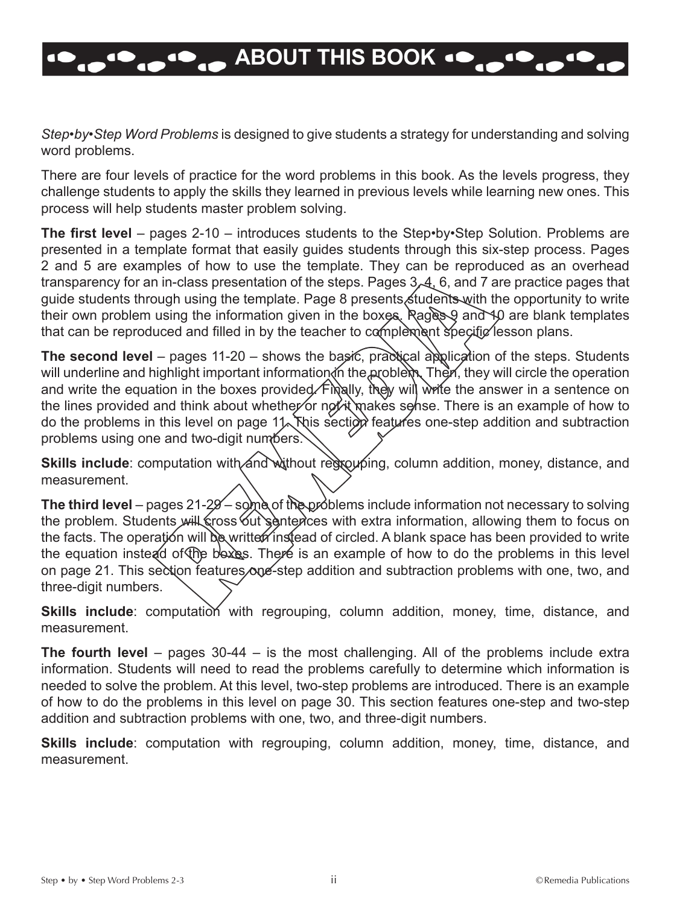# ABOUT THIS BOOK

*Step•by•Step Word Problems* is designed to give students a strategy for understanding and solving word problems.

There are four levels of practice for the word problems in this book. As the levels progress, they challenge students to apply the skills they learned in previous levels while learning new ones. This process will help students master problem solving.

**The first level** – pages 2-10 – introduces students to the Step•by•Step Solution. Problems are presented in a template format that easily guides students through this six-step process. Pages 2 and 5 are examples of how to use the template. They can be reproduced as an overhead transparency for an in-class presentation of the steps. Pages 3, 4, 6, and 7 are practice pages that guide students through using the template. Page 8 presents students with the opportunity to write their own problem using the information given in the boxes. Pages 9 and 10 are blank templates that can be reproduced and filled in by the teacher to complement specific lesson plans.

**The second level** – pages 11-20 – shows the basic, practical application of the steps. Students will underline and highlight important information in the problem. Then, they will circle the operation and write the equation in the boxes provided. Finally, they will write the answer in a sentence on the lines provided and think about whether or not it makes sense. There is an example of how to do the problems in this level on page 11. This section features one-step addition and subtraction problems using one and two-digit numbers.

**Skills include**: computation with and without regrouping, column addition, money, distance, and measurement.

**The third level** – pages 21-29 – some of the problems include information not necessary to solving the problem. Students will cross out sentences with extra information, allowing them to focus on the facts. The operation will be written instead of circled. A blank space has been provided to write the equation instead of the boxes. There is an example of how to do the problems in this level on page 21. This section features one-step addition and subtraction problems with one, two, and three-digit numbers.

**Skills include**: computation with regrouping, column addition, money, time, distance, and measurement.

**The fourth level** – pages 30-44 – is the most challenging. All of the problems include extra information. Students will need to read the problems carefully to determine which information is needed to solve the problem. At this level, two-step problems are introduced. There is an example of how to do the problems in this level on page 30. This section features one-step and two-step addition and subtraction problems with one, two, and three-digit numbers.

**Skills include**: computation with regrouping, column addition, money, time, distance, and measurement.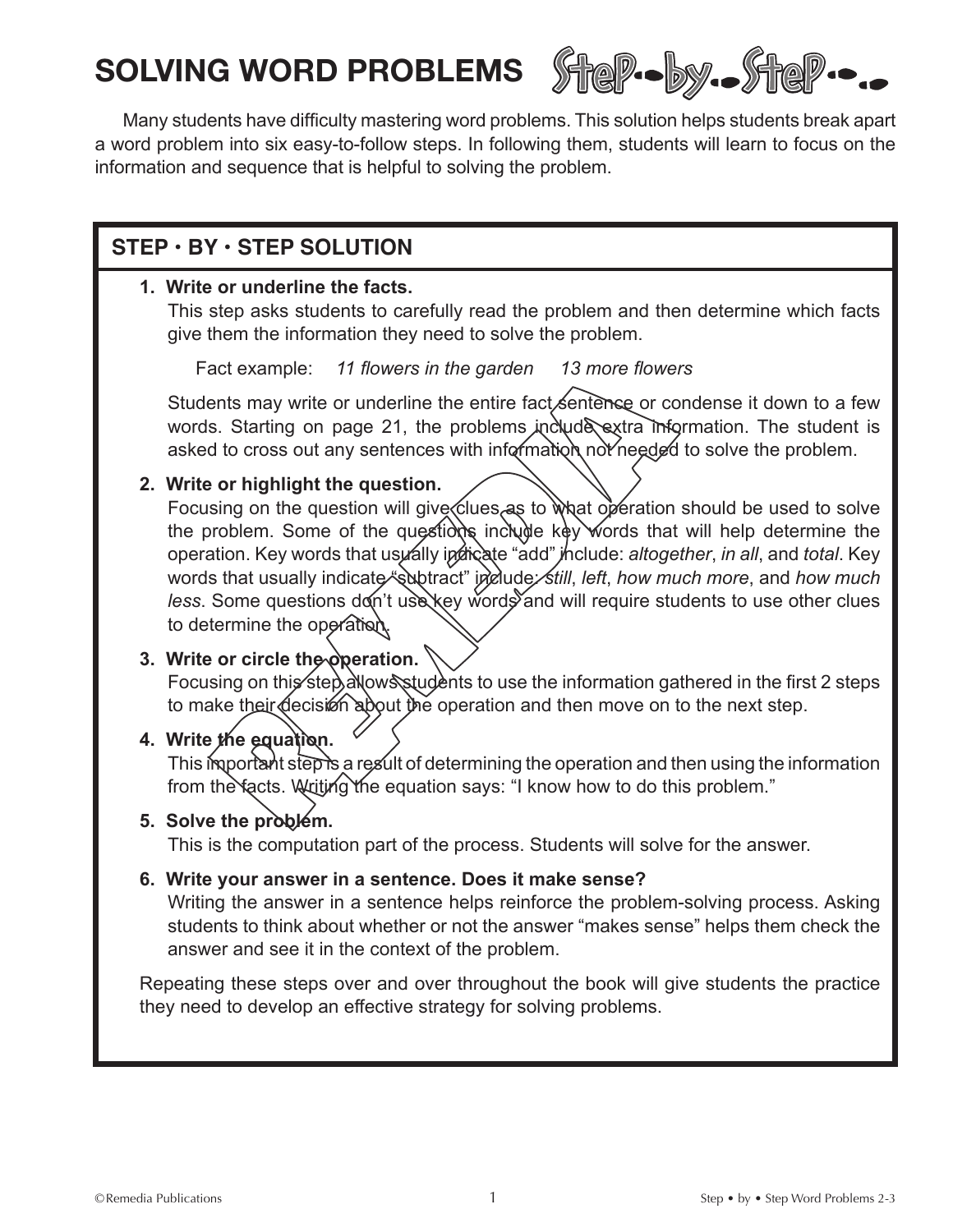# SOLVING WORD PROBLEMS Step-by-Step

Many students have difficulty mastering word problems. This solution helps students break apart a word problem into six easy-to-follow steps. In following them, students will learn to focus on the information and sequence that is helpful to solving the problem.

## STEP • BY • STEP SOLUTION

1. **Write or underline the facts.**
   This step asks students to carefully read the problem and then determine which facts give them the information they need to solve the problem.

   Fact example: *11 flowers in the garden* *13 more flowers*

   Students may write or underline the entire fact sentence or condense it down to a few words. Starting on page 21, the problems include extra information. The student is asked to cross out any sentences with information not needed to solve the problem.

2. **Write or highlight the question.**
   Focusing on the question will give clues as to what operation should be used to solve the problem. Some of the questions include key words that will help determine the operation. Key words that usually indicate "add" include: *altogether*, *in all*, and *total*. Key words that usually indicate "subtract" include: *still*, *left*, *how much more*, and *how much less*. Some questions don't use key words and will require students to use other clues to determine the operation.

3. **Write or circle the operation.**
   Focusing on this step allows students to use the information gathered in the first 2 steps to make their decision about the operation and then move on to the next step.

4. **Write the equation.**
   This important step is a result of determining the operation and then using the information from the facts. Writing the equation says: "I know how to do this problem."

5. **Solve the problem.**
   This is the computation part of the process. Students will solve for the answer.

6. **Write your answer in a sentence. Does it make sense?**
   Writing the answer in a sentence helps reinforce the problem-solving process. Asking students to think about whether or not the answer "makes sense" helps them check the answer and see it in the context of the problem.

Repeating these steps over and over throughout the book will give students the practice they need to develop an effective strategy for solving problems.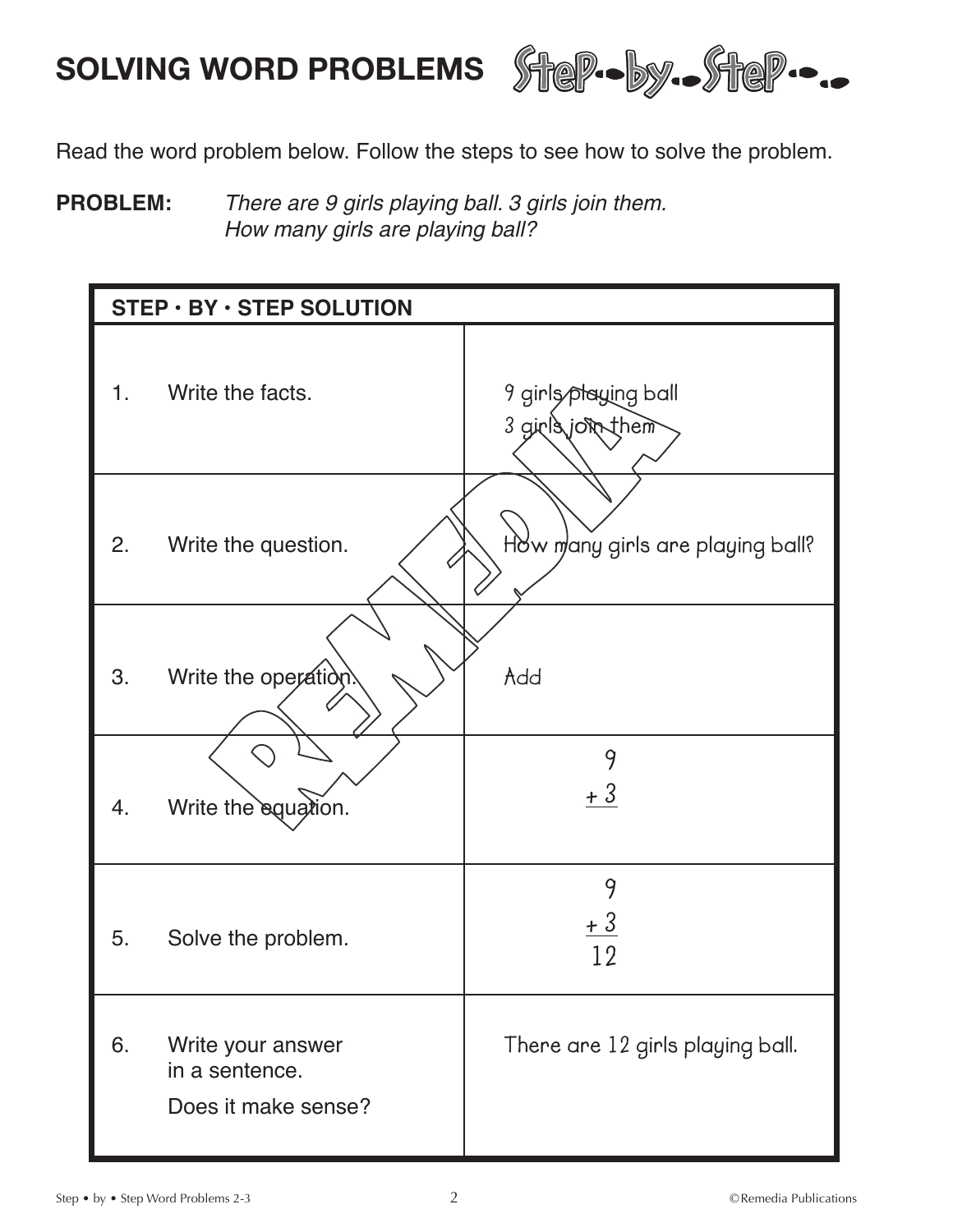# SOLVING WORD PROBLEMS Step-by-Step

Read the word problem below. Follow the steps to see how to solve the problem.

**PROBLEM:** *There are 9 girls playing ball. 3 girls join them. How many girls are playing ball?*

| STEP • BY • STEP SOLUTION | |
|---|---|
| 1. Write the facts. | 9 girls playing ball<br>3 girls join them |
| 2. Write the question. | How many girls are playing ball? |
| 3. Write the operation. | Add |
| 4. Write the equation. | $\begin{array}{r} 9 \\ +\ 3 \\ \hline \end{array}$ |
| 5. Solve the problem. | $\begin{array}{r} 9 \\ +\ 3 \\ \hline 12 \end{array}$ |
| 6. Write your answer in a sentence.<br>Does it make sense? | There are 12 girls playing ball. |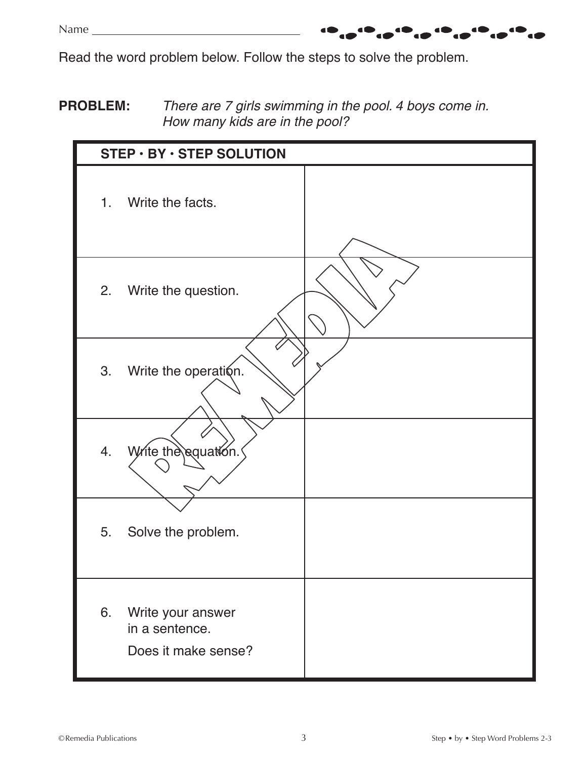Name ______________________________

Read the word problem below. Follow the steps to solve the problem.

**PROBLEM:** *There are 7 girls swimming in the pool. 4 boys come in. How many kids are in the pool?*

| **STEP • BY • STEP SOLUTION** | |
|---|---|
| 1. Write the facts. | |
| 2. Write the question. | |
| 3. Write the operation. | |
| 4. Write the equation. | |
| 5. Solve the problem. | |
| 6. Write your answer in a sentence. Does it make sense? | |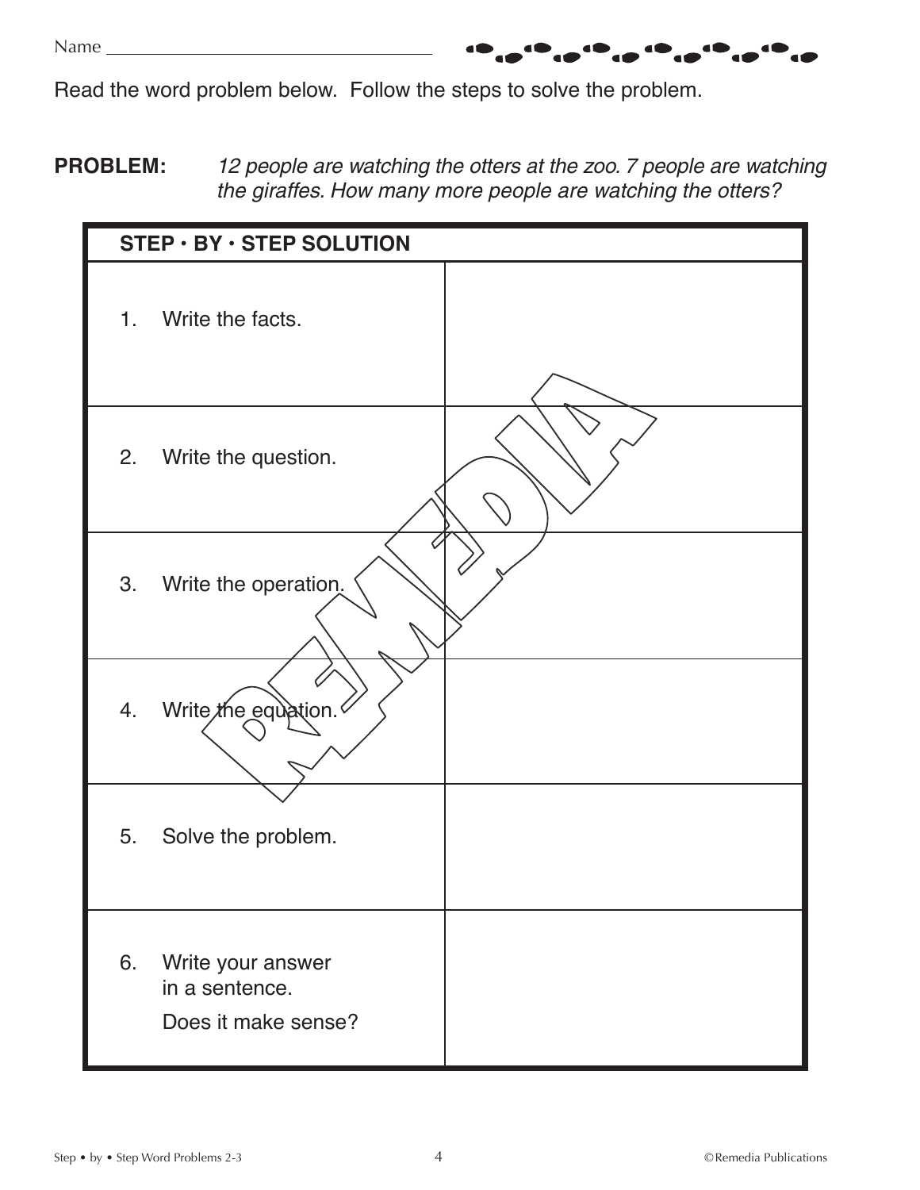Name ___________________________________

Read the word problem below. Follow the steps to solve the problem.

**PROBLEM:** *12 people are watching the otters at the zoo. 7 people are watching the giraffes. How many more people are watching the otters?*

| STEP · BY · STEP SOLUTION | |
|---|---|
| 1. Write the facts. | |
| 2. Write the question. | |
| 3. Write the operation. | |
| 4. Write the equation. | |
| 5. Solve the problem. | |
| 6. Write your answer in a sentence. Does it make sense? | |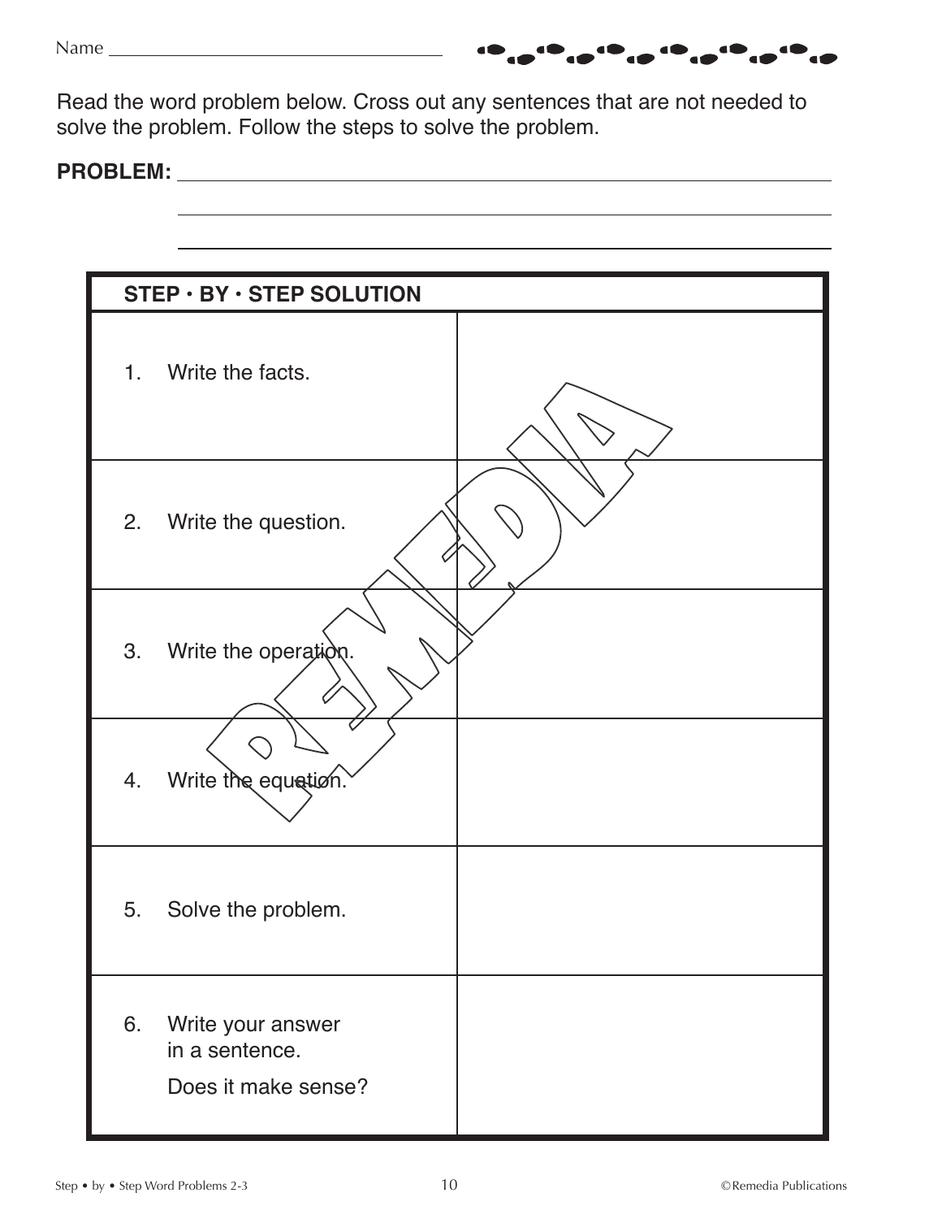Name ____________________

Read the word problem below. Cross out any sentences that are not needed to solve the problem. Follow the steps to solve the problem.

**PROBLEM:** ____________________

____________________

____________________

| **STEP · BY · STEP SOLUTION** | |
|---|---|
| 1. Write the facts. | |
| 2. Write the question. | |
| 3. Write the operation. | |
| 4. Write the equation. | |
| 5. Solve the problem. | |
| 6. Write your answer in a sentence. Does it make sense? | |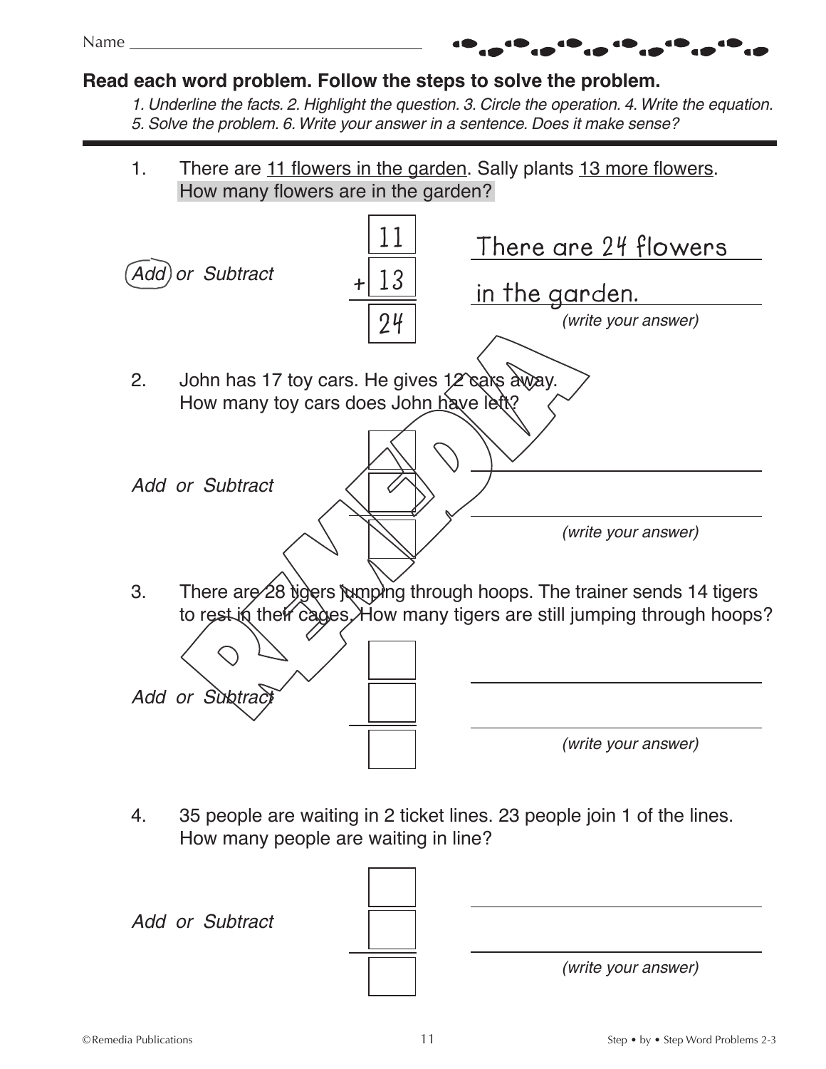Name ____________________

**Read each word problem. Follow the steps to solve the problem.**

*1. Underline the facts. 2. Highlight the question. 3. Circle the operation. 4. Write the equation. 5. Solve the problem. 6. Write your answer in a sentence. Does it make sense?*

---

1. There are 11 flowers in the garden. Sally plants 13 more flowers. How many flowers are in the garden?

   *(Add)* *or Subtract*

   $$\begin{array}{r} 11 \\ +\ 13 \\ \hline 24 \end{array}$$

   There are 24 flowers in the garden.
   *(write your answer)*

2. John has 17 toy cars. He gives 12 cars away. How many toy cars does John have left?

   *Add or Subtract*

   ____________________
   ____________________
   *(write your answer)*

3. There are 28 tigers jumping through hoops. The trainer sends 14 tigers to rest in their cages. How many tigers are still jumping through hoops?

   *Add or Subtract*

   ____________________
   ____________________
   *(write your answer)*

4. 35 people are waiting in 2 ticket lines. 23 people join 1 of the lines. How many people are waiting in line?

   *Add or Subtract*

   ____________________
   ____________________
   *(write your answer)*

REMEDIA